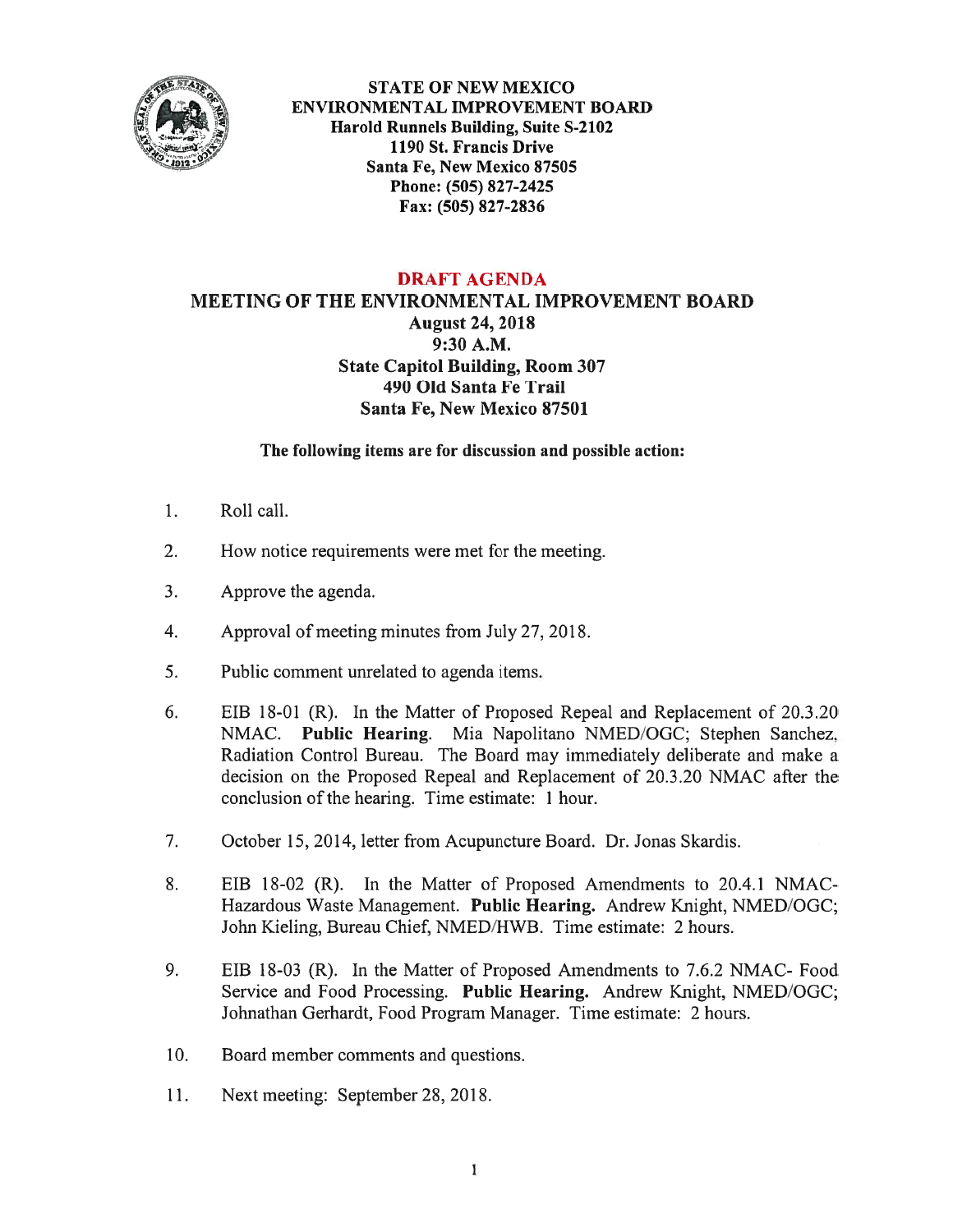**STATE OF NEW MEXICO**
**ENVIRONMENTAL IMPROVEMENT BOARD**
**Harold Runnels Building, Suite S-2102**
**1190 St. Francis Drive**
**Santa Fe, New Mexico 87505**
**Phone: (505) 827-2425**
**Fax: (505) 827-2836**

# DRAFT AGENDA

## MEETING OF THE ENVIRONMENTAL IMPROVEMENT BOARD

**August 24, 2018**
**9:30 A.M.**
**State Capitol Building, Room 307**
**490 Old Santa Fe Trail**
**Santa Fe, New Mexico 87501**

**The following items are for discussion and possible action:**

1. Roll call.

2. How notice requirements were met for the meeting.

3. Approve the agenda.

4. Approval of meeting minutes from July 27, 2018.

5. Public comment unrelated to agenda items.

6. EIB 18-01 (R). In the Matter of Proposed Repeal and Replacement of 20.3.20 NMAC. **Public Hearing**. Mia Napolitano NMED/OGC; Stephen Sanchez, Radiation Control Bureau. The Board may immediately deliberate and make a decision on the Proposed Repeal and Replacement of 20.3.20 NMAC after the conclusion of the hearing. Time estimate: 1 hour.

7. October 15, 2014, letter from Acupuncture Board. Dr. Jonas Skardis.

8. EIB 18-02 (R). In the Matter of Proposed Amendments to 20.4.1 NMAC- Hazardous Waste Management. **Public Hearing.** Andrew Knight, NMED/OGC; John Kieling, Bureau Chief, NMED/HWB. Time estimate: 2 hours.

9. EIB 18-03 (R). In the Matter of Proposed Amendments to 7.6.2 NMAC- Food Service and Food Processing. **Public Hearing.** Andrew Knight, NMED/OGC; Johnathan Gerhardt, Food Program Manager. Time estimate: 2 hours.

10. Board member comments and questions.

11. Next meeting: September 28, 2018.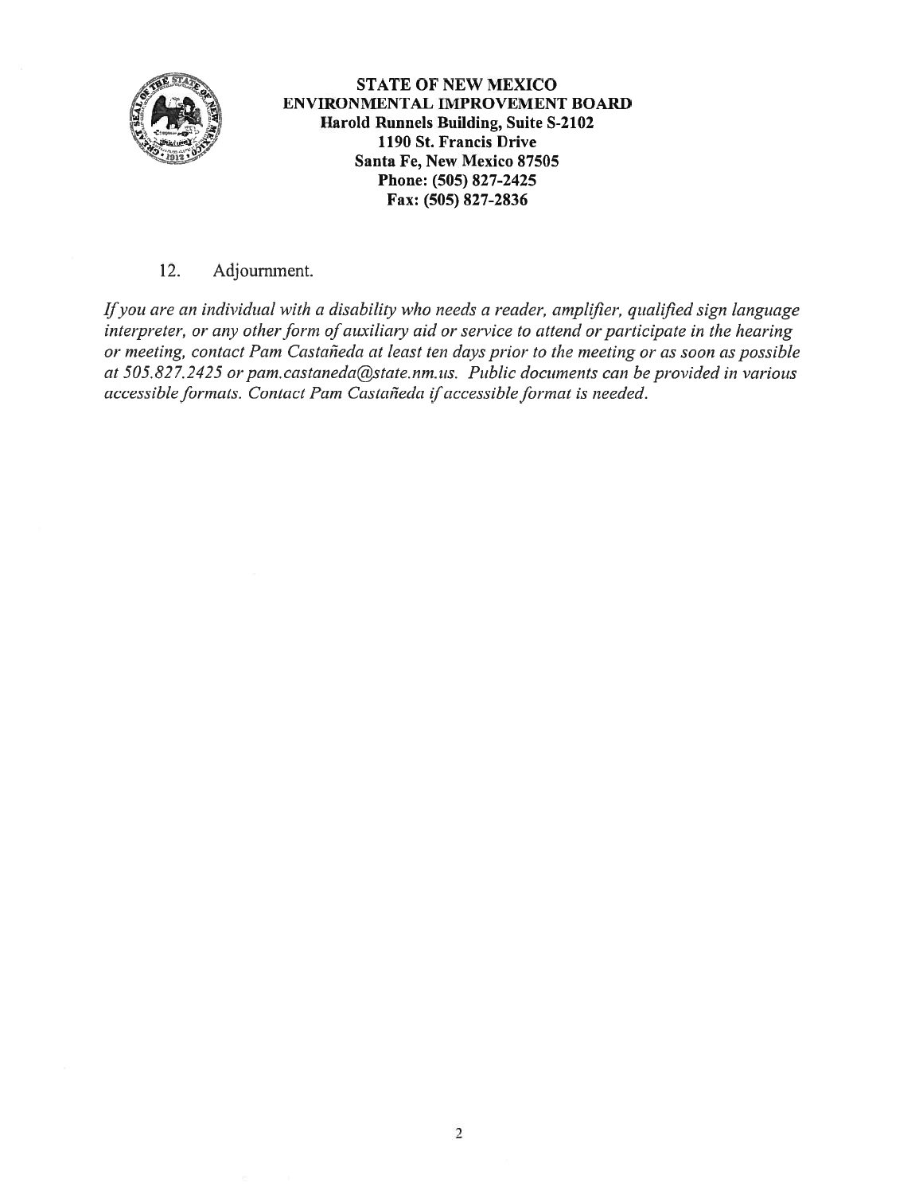**STATE OF NEW MEXICO**
**ENVIRONMENTAL IMPROVEMENT BOARD**
**Harold Runnels Building, Suite S-2102**
**1190 St. Francis Drive**
**Santa Fe, New Mexico 87505**
**Phone: (505) 827-2425**
**Fax: (505) 827-2836**

12. Adjournment.

*If you are an individual with a disability who needs a reader, amplifier, qualified sign language interpreter, or any other form of auxiliary aid or service to attend or participate in the hearing or meeting, contact Pam Castañeda at least ten days prior to the meeting or as soon as possible at 505.827.2425 or pam.castaneda@state.nm.us. Public documents can be provided in various accessible formats. Contact Pam Castañeda if accessible format is needed.*